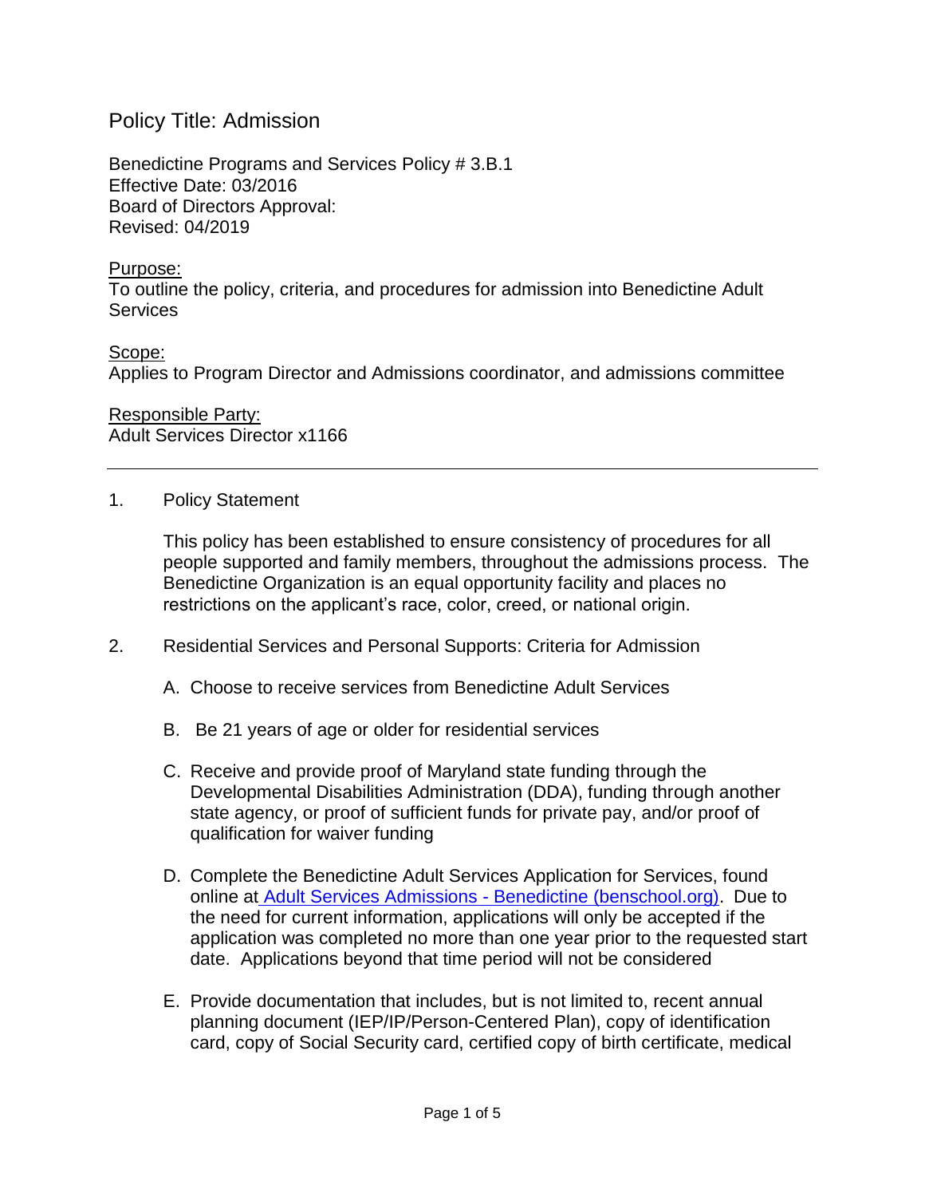# Policy Title: Admission

Benedictine Programs and Services Policy # 3.B.1
Effective Date: 03/2016
Board of Directors Approval:
Revised: 04/2019

Purpose:
To outline the policy, criteria, and procedures for admission into Benedictine Adult Services

Scope:
Applies to Program Director and Admissions coordinator, and admissions committee

Responsible Party:
Adult Services Director x1166

---

1. Policy Statement

   This policy has been established to ensure consistency of procedures for all people supported and family members, throughout the admissions process. The Benedictine Organization is an equal opportunity facility and places no restrictions on the applicant's race, color, creed, or national origin.

2. Residential Services and Personal Supports: Criteria for Admission

   A. Choose to receive services from Benedictine Adult Services

   B. Be 21 years of age or older for residential services

   C. Receive and provide proof of Maryland state funding through the Developmental Disabilities Administration (DDA), funding through another state agency, or proof of sufficient funds for private pay, and/or proof of qualification for waiver funding

   D. Complete the Benedictine Adult Services Application for Services, found online at [Adult Services Admissions - Benedictine (benschool.org)](benschool.org). Due to the need for current information, applications will only be accepted if the application was completed no more than one year prior to the requested start date. Applications beyond that time period will not be considered

   E. Provide documentation that includes, but is not limited to, recent annual planning document (IEP/IP/Person-Centered Plan), copy of identification card, copy of Social Security card, certified copy of birth certificate, medical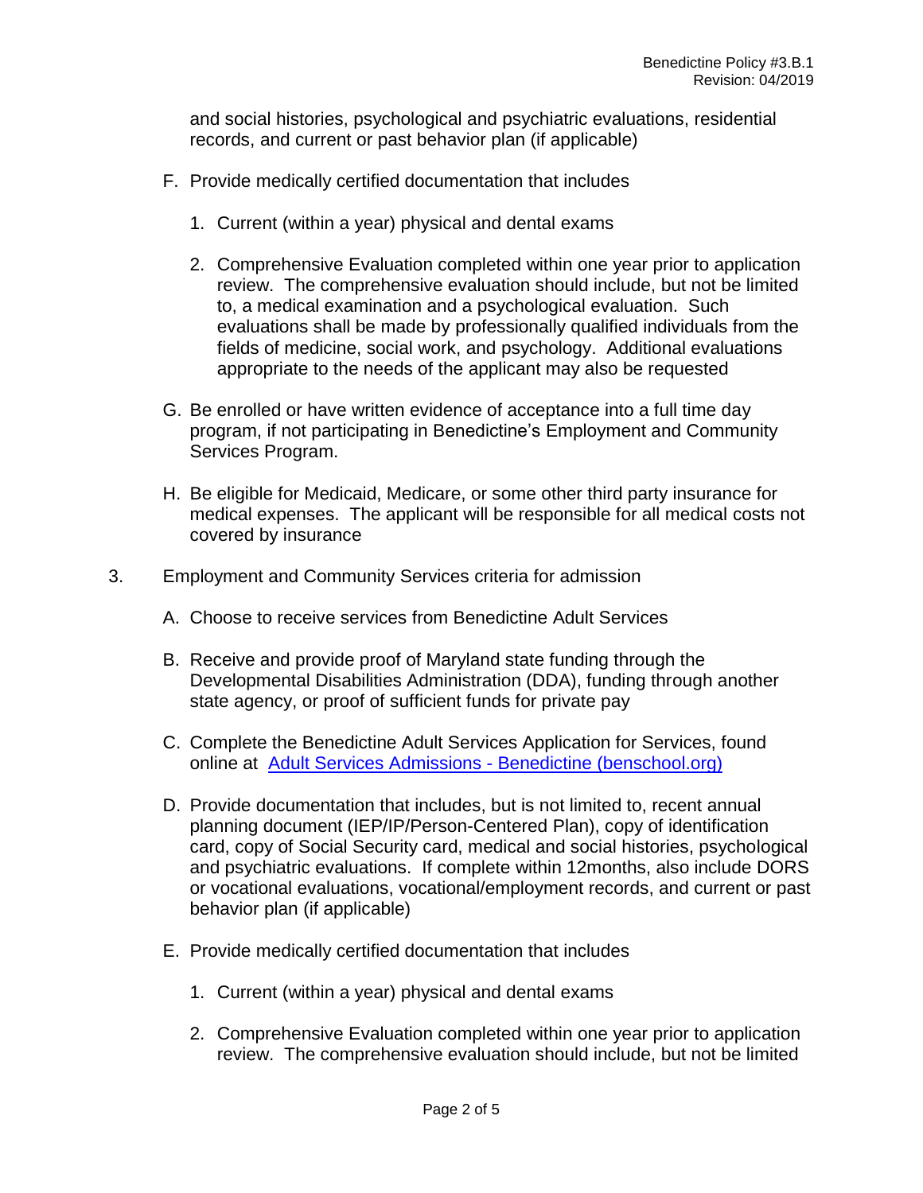and social histories, psychological and psychiatric evaluations, residential records, and current or past behavior plan (if applicable)

F. Provide medically certified documentation that includes

   1. Current (within a year) physical and dental exams

   2. Comprehensive Evaluation completed within one year prior to application review. The comprehensive evaluation should include, but not be limited to, a medical examination and a psychological evaluation. Such evaluations shall be made by professionally qualified individuals from the fields of medicine, social work, and psychology. Additional evaluations appropriate to the needs of the applicant may also be requested

G. Be enrolled or have written evidence of acceptance into a full time day program, if not participating in Benedictine's Employment and Community Services Program.

H. Be eligible for Medicaid, Medicare, or some other third party insurance for medical expenses. The applicant will be responsible for all medical costs not covered by insurance

3. Employment and Community Services criteria for admission

   A. Choose to receive services from Benedictine Adult Services

   B. Receive and provide proof of Maryland state funding through the Developmental Disabilities Administration (DDA), funding through another state agency, or proof of sufficient funds for private pay

   C. Complete the Benedictine Adult Services Application for Services, found online at [Adult Services Admissions - Benedictine (benschool.org)](benschool.org)

   D. Provide documentation that includes, but is not limited to, recent annual planning document (IEP/IP/Person-Centered Plan), copy of identification card, copy of Social Security card, medical and social histories, psychological and psychiatric evaluations. If complete within 12months, also include DORS or vocational evaluations, vocational/employment records, and current or past behavior plan (if applicable)

   E. Provide medically certified documentation that includes

      1. Current (within a year) physical and dental exams

      2. Comprehensive Evaluation completed within one year prior to application review. The comprehensive evaluation should include, but not be limited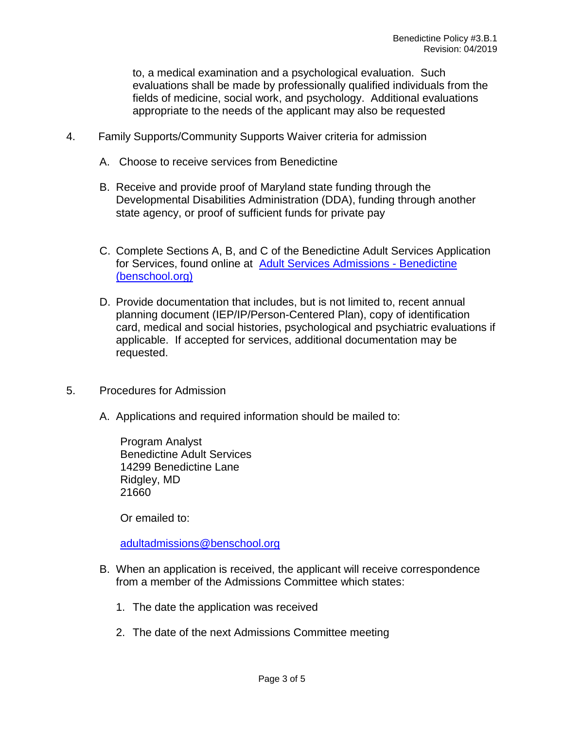to, a medical examination and a psychological evaluation. Such evaluations shall be made by professionally qualified individuals from the fields of medicine, social work, and psychology. Additional evaluations appropriate to the needs of the applicant may also be requested

4. Family Supports/Community Supports Waiver criteria for admission

   A. Choose to receive services from Benedictine

   B. Receive and provide proof of Maryland state funding through the Developmental Disabilities Administration (DDA), funding through another state agency, or proof of sufficient funds for private pay

   C. Complete Sections A, B, and C of the Benedictine Adult Services Application for Services, found online at [Adult Services Admissions - Benedictine (benschool.org)]

   D. Provide documentation that includes, but is not limited to, recent annual planning document (IEP/IP/Person-Centered Plan), copy of identification card, medical and social histories, psychological and psychiatric evaluations if applicable. If accepted for services, additional documentation may be requested.

5. Procedures for Admission

   A. Applications and required information should be mailed to:

      Program Analyst
      Benedictine Adult Services
      14299 Benedictine Lane
      Ridgley, MD
      21660

      Or emailed to:

      adultadmissions@benschool.org

   B. When an application is received, the applicant will receive correspondence from a member of the Admissions Committee which states:

      1. The date the application was received

      2. The date of the next Admissions Committee meeting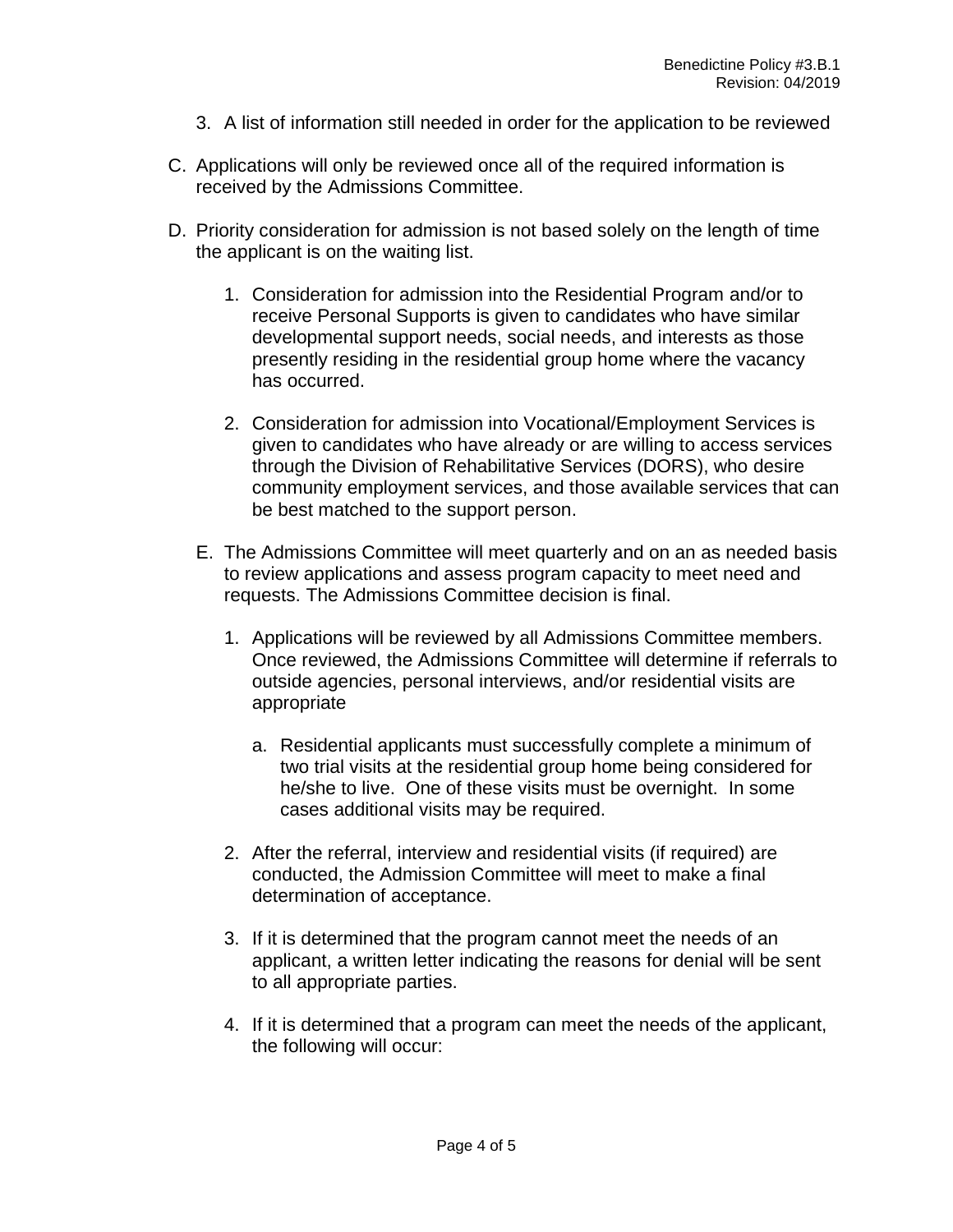3. A list of information still needed in order for the application to be reviewed

C. Applications will only be reviewed once all of the required information is received by the Admissions Committee.

D. Priority consideration for admission is not based solely on the length of time the applicant is on the waiting list.

   1. Consideration for admission into the Residential Program and/or to receive Personal Supports is given to candidates who have similar developmental support needs, social needs, and interests as those presently residing in the residential group home where the vacancy has occurred.

   2. Consideration for admission into Vocational/Employment Services is given to candidates who have already or are willing to access services through the Division of Rehabilitative Services (DORS), who desire community employment services, and those available services that can be best matched to the support person.

E. The Admissions Committee will meet quarterly and on an as needed basis to review applications and assess program capacity to meet need and requests. The Admissions Committee decision is final.

   1. Applications will be reviewed by all Admissions Committee members. Once reviewed, the Admissions Committee will determine if referrals to outside agencies, personal interviews, and/or residential visits are appropriate

      a. Residential applicants must successfully complete a minimum of two trial visits at the residential group home being considered for he/she to live. One of these visits must be overnight. In some cases additional visits may be required.

   2. After the referral, interview and residential visits (if required) are conducted, the Admission Committee will meet to make a final determination of acceptance.

   3. If it is determined that the program cannot meet the needs of an applicant, a written letter indicating the reasons for denial will be sent to all appropriate parties.

   4. If it is determined that a program can meet the needs of the applicant, the following will occur: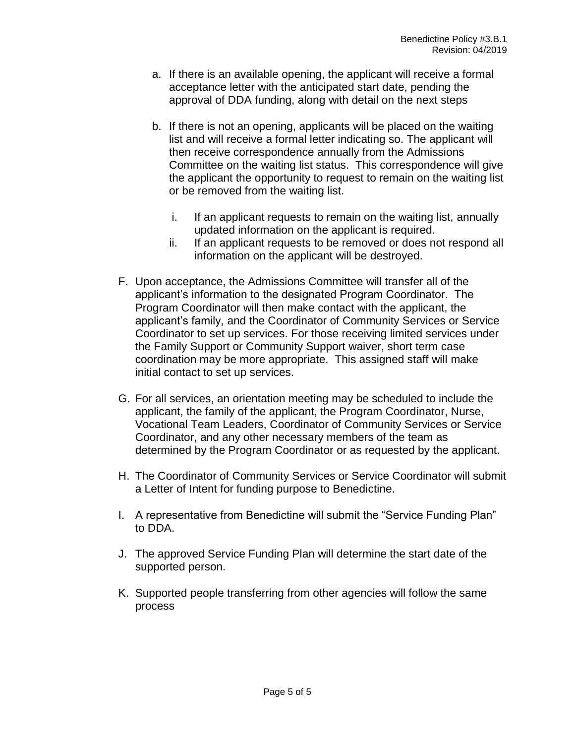a. If there is an available opening, the applicant will receive a formal acceptance letter with the anticipated start date, pending the approval of DDA funding, along with detail on the next steps

b. If there is not an opening, applicants will be placed on the waiting list and will receive a formal letter indicating so. The applicant will then receive correspondence annually from the Admissions Committee on the waiting list status. This correspondence will give the applicant the opportunity to request to remain on the waiting list or be removed from the waiting list.

   i. If an applicant requests to remain on the waiting list, annually updated information on the applicant is required.

   ii. If an applicant requests to be removed or does not respond all information on the applicant will be destroyed.

F. Upon acceptance, the Admissions Committee will transfer all of the applicant's information to the designated Program Coordinator. The Program Coordinator will then make contact with the applicant, the applicant's family, and the Coordinator of Community Services or Service Coordinator to set up services. For those receiving limited services under the Family Support or Community Support waiver, short term case coordination may be more appropriate. This assigned staff will make initial contact to set up services.

G. For all services, an orientation meeting may be scheduled to include the applicant, the family of the applicant, the Program Coordinator, Nurse, Vocational Team Leaders, Coordinator of Community Services or Service Coordinator, and any other necessary members of the team as determined by the Program Coordinator or as requested by the applicant.

H. The Coordinator of Community Services or Service Coordinator will submit a Letter of Intent for funding purpose to Benedictine.

I. A representative from Benedictine will submit the "Service Funding Plan" to DDA.

J. The approved Service Funding Plan will determine the start date of the supported person.

K. Supported people transferring from other agencies will follow the same process